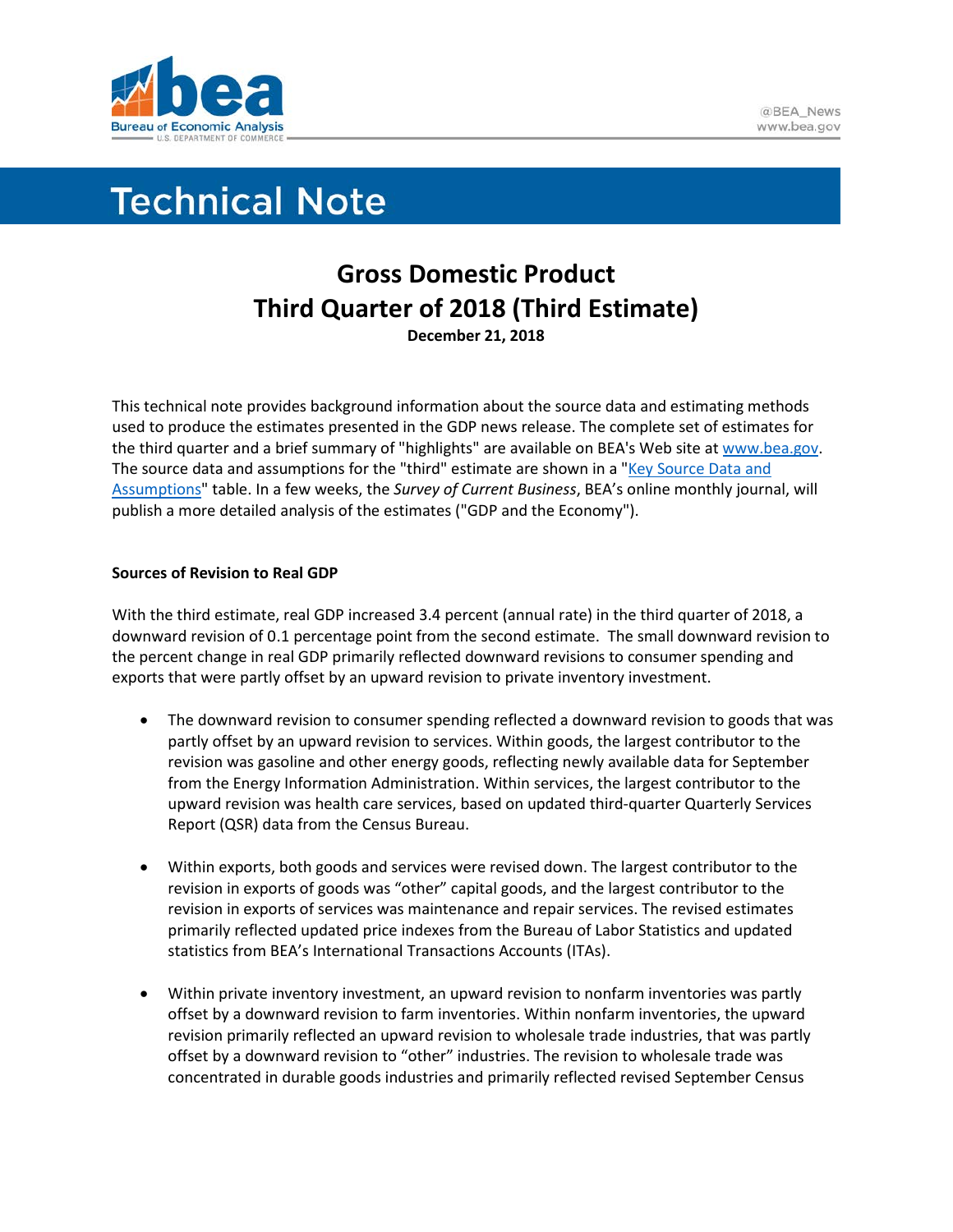# Technical Note

## Gross Domestic Product
## Third Quarter of 2018 (Third Estimate)

**December 21, 2018**

This technical note provides background information about the source data and estimating methods used to produce the estimates presented in the GDP news release. The complete set of estimates for the third quarter and a brief summary of "highlights" are available on BEA's Web site at [www.bea.gov](www.bea.gov). The source data and assumptions for the "third" estimate are shown in a "[Key Source Data and Assumptions]()" table. In a few weeks, the *Survey of Current Business*, BEA's online monthly journal, will publish a more detailed analysis of the estimates ("GDP and the Economy").

**Sources of Revision to Real GDP**

With the third estimate, real GDP increased 3.4 percent (annual rate) in the third quarter of 2018, a downward revision of 0.1 percentage point from the second estimate. The small downward revision to the percent change in real GDP primarily reflected downward revisions to consumer spending and exports that were partly offset by an upward revision to private inventory investment.

- The downward revision to consumer spending reflected a downward revision to goods that was partly offset by an upward revision to services. Within goods, the largest contributor to the revision was gasoline and other energy goods, reflecting newly available data for September from the Energy Information Administration. Within services, the largest contributor to the upward revision was health care services, based on updated third-quarter Quarterly Services Report (QSR) data from the Census Bureau.

- Within exports, both goods and services were revised down. The largest contributor to the revision in exports of goods was "other" capital goods, and the largest contributor to the revision in exports of services was maintenance and repair services. The revised estimates primarily reflected updated price indexes from the Bureau of Labor Statistics and updated statistics from BEA's International Transactions Accounts (ITAs).

- Within private inventory investment, an upward revision to nonfarm inventories was partly offset by a downward revision to farm inventories. Within nonfarm inventories, the upward revision primarily reflected an upward revision to wholesale trade industries, that was partly offset by a downward revision to "other" industries. The revision to wholesale trade was concentrated in durable goods industries and primarily reflected revised September Census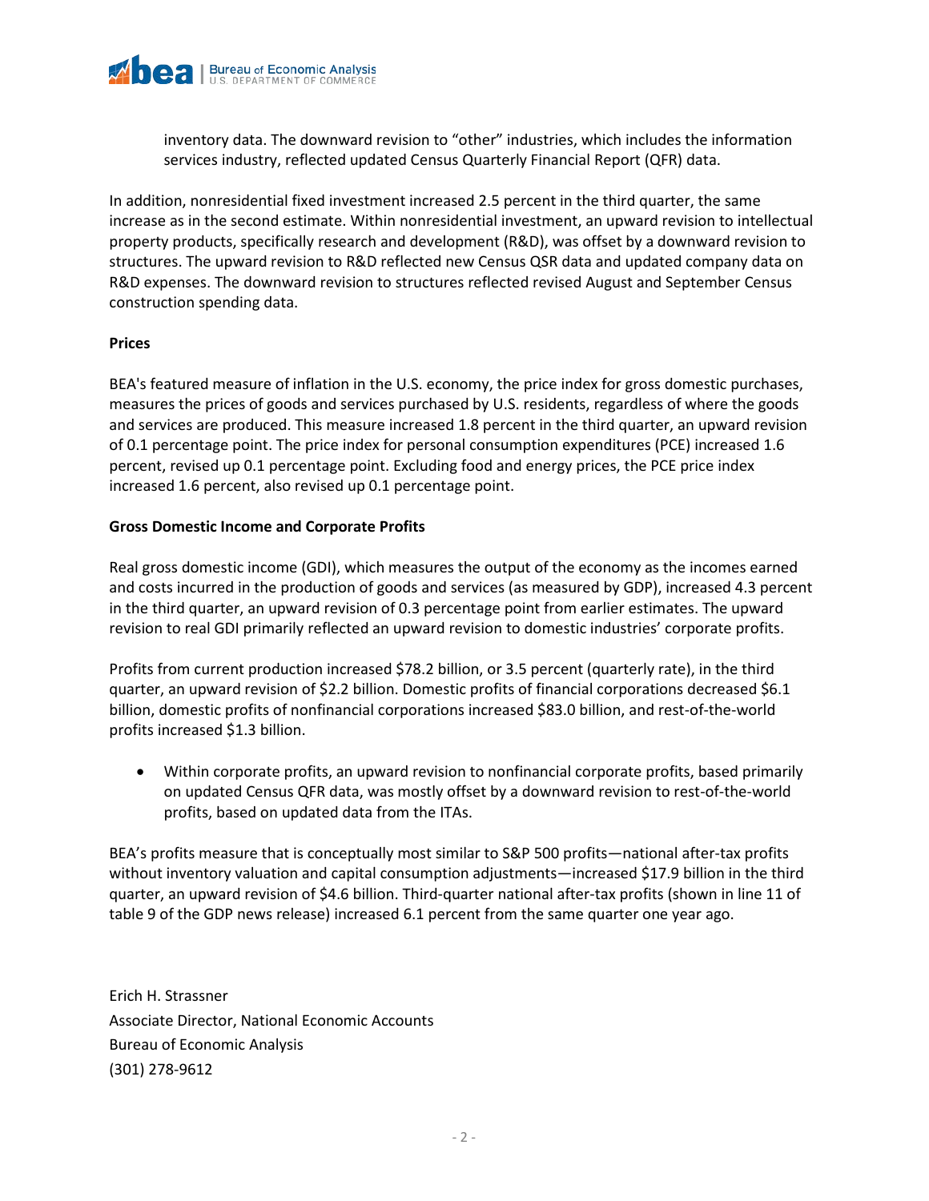inventory data. The downward revision to "other" industries, which includes the information services industry, reflected updated Census Quarterly Financial Report (QFR) data.

In addition, nonresidential fixed investment increased 2.5 percent in the third quarter, the same increase as in the second estimate. Within nonresidential investment, an upward revision to intellectual property products, specifically research and development (R&D), was offset by a downward revision to structures. The upward revision to R&D reflected new Census QSR data and updated company data on R&D expenses. The downward revision to structures reflected revised August and September Census construction spending data.

**Prices**

BEA's featured measure of inflation in the U.S. economy, the price index for gross domestic purchases, measures the prices of goods and services purchased by U.S. residents, regardless of where the goods and services are produced. This measure increased 1.8 percent in the third quarter, an upward revision of 0.1 percentage point. The price index for personal consumption expenditures (PCE) increased 1.6 percent, revised up 0.1 percentage point. Excluding food and energy prices, the PCE price index increased 1.6 percent, also revised up 0.1 percentage point.

**Gross Domestic Income and Corporate Profits**

Real gross domestic income (GDI), which measures the output of the economy as the incomes earned and costs incurred in the production of goods and services (as measured by GDP), increased 4.3 percent in the third quarter, an upward revision of 0.3 percentage point from earlier estimates. The upward revision to real GDI primarily reflected an upward revision to domestic industries' corporate profits.

Profits from current production increased $78.2 billion, or 3.5 percent (quarterly rate), in the third quarter, an upward revision of $2.2 billion. Domestic profits of financial corporations decreased $6.1 billion, domestic profits of nonfinancial corporations increased $83.0 billion, and rest-of-the-world profits increased $1.3 billion.

- Within corporate profits, an upward revision to nonfinancial corporate profits, based primarily on updated Census QFR data, was mostly offset by a downward revision to rest-of-the-world profits, based on updated data from the ITAs.

BEA's profits measure that is conceptually most similar to S&P 500 profits—national after-tax profits without inventory valuation and capital consumption adjustments—increased $17.9 billion in the third quarter, an upward revision of $4.6 billion. Third-quarter national after-tax profits (shown in line 11 of table 9 of the GDP news release) increased 6.1 percent from the same quarter one year ago.

Erich H. Strassner
Associate Director, National Economic Accounts
Bureau of Economic Analysis
(301) 278-9612